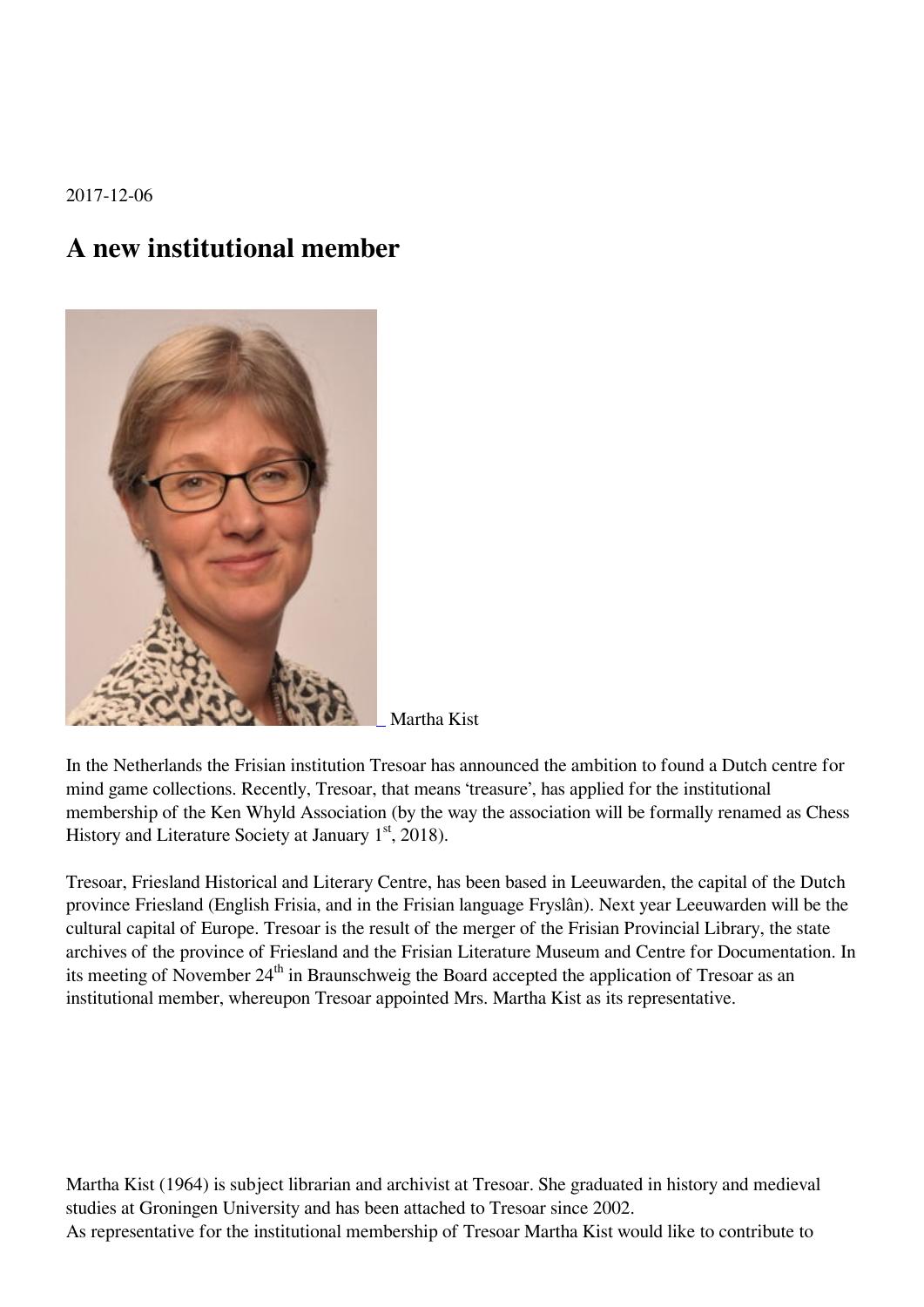2017-12-06

# A new institutional member

_ Martha Kist

In the Netherlands the Frisian institution Tresoar has announced the ambition to found a Dutch centre for mind game collections. Recently, Tresoar, that means 'treasure', has applied for the institutional membership of the Ken Whyld Association (by the way the association will be formally renamed as Chess History and Literature Society at January 1st, 2018).

Tresoar, Friesland Historical and Literary Centre, has been based in Leeuwarden, the capital of the Dutch province Friesland (English Frisia, and in the Frisian language Fryslân). Next year Leeuwarden will be the cultural capital of Europe. Tresoar is the result of the merger of the Frisian Provincial Library, the state archives of the province of Friesland and the Frisian Literature Museum and Centre for Documentation. In its meeting of November 24th in Braunschweig the Board accepted the application of Tresoar as an institutional member, whereupon Tresoar appointed Mrs. Martha Kist as its representative.

Martha Kist (1964) is subject librarian and archivist at Tresoar. She graduated in history and medieval studies at Groningen University and has been attached to Tresoar since 2002.
As representative for the institutional membership of Tresoar Martha Kist would like to contribute to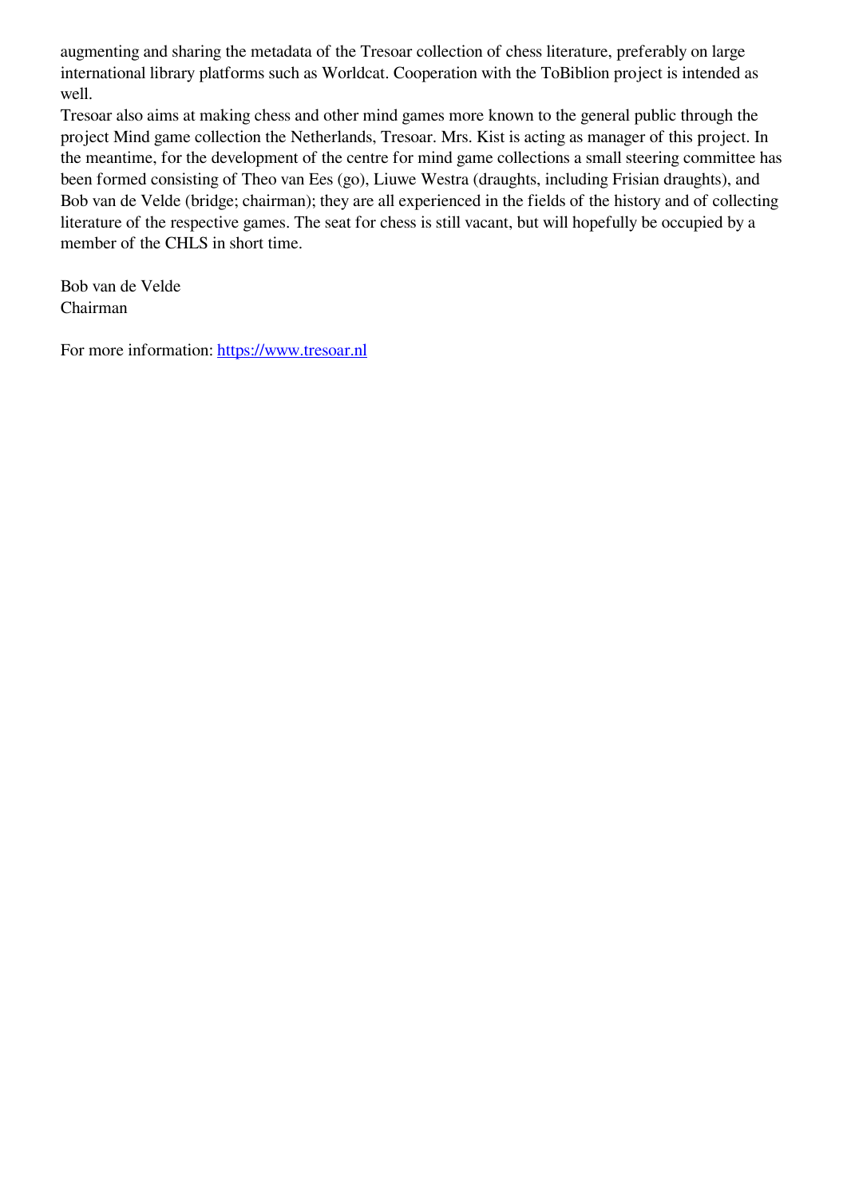augmenting and sharing the metadata of the Tresoar collection of chess literature, preferably on large international library platforms such as Worldcat. Cooperation with the ToBiblion project is intended as well.

Tresoar also aims at making chess and other mind games more known to the general public through the project Mind game collection the Netherlands, Tresoar. Mrs. Kist is acting as manager of this project. In the meantime, for the development of the centre for mind game collections a small steering committee has been formed consisting of Theo van Ees (go), Liuwe Westra (draughts, including Frisian draughts), and Bob van de Velde (bridge; chairman); they are all experienced in the fields of the history and of collecting literature of the respective games. The seat for chess is still vacant, but will hopefully be occupied by a member of the CHLS in short time.

Bob van de Velde
Chairman

For more information: [https://www.tresoar.nl](https://www.tresoar.nl)